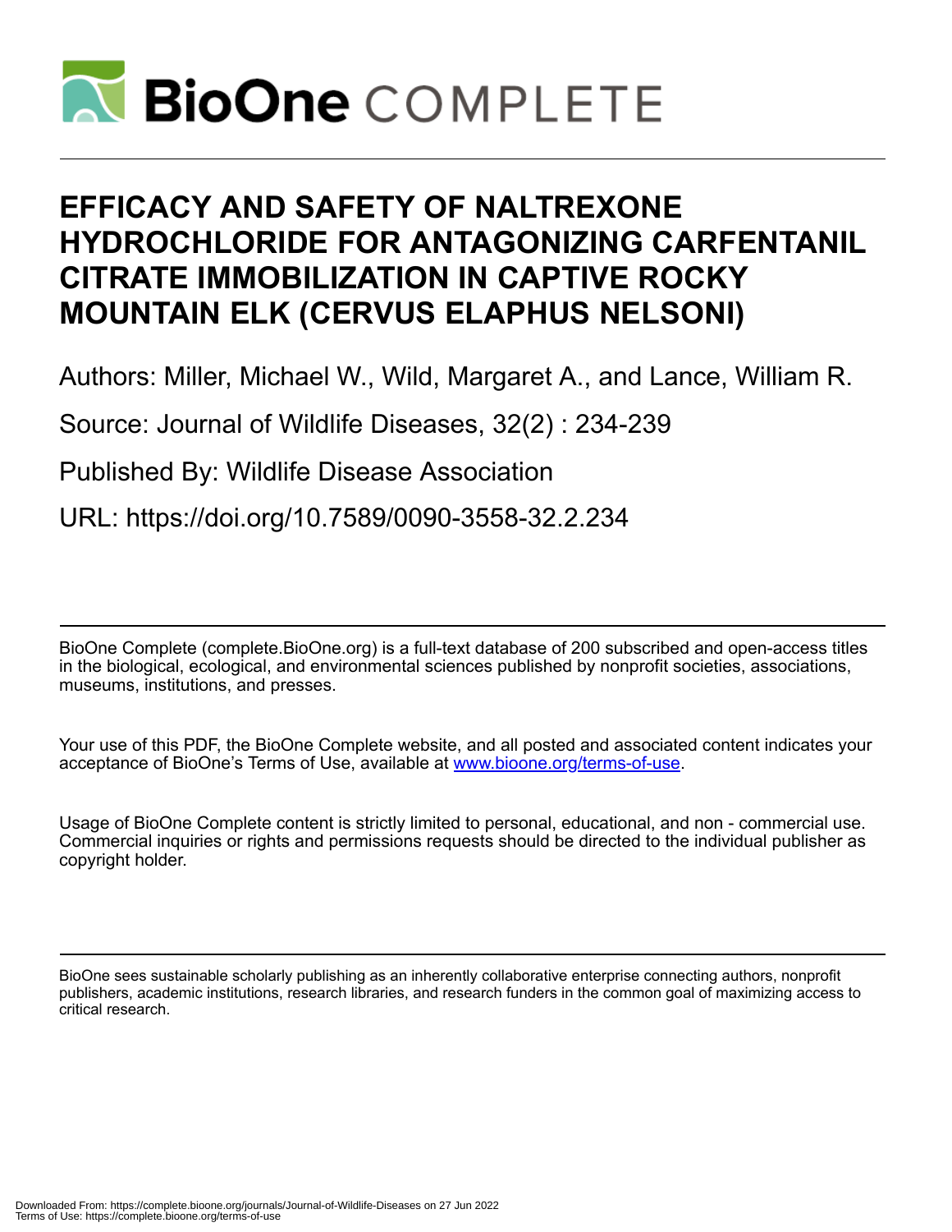# EFFICACY AND SAFETY OF NALTREXONE HYDROCHLORIDE FOR ANTAGONIZING CARFENTANIL CITRATE IMMOBILIZATION IN CAPTIVE ROCKY MOUNTAIN ELK (CERVUS ELAPHUS NELSONI)

Authors: Miller, Michael W., Wild, Margaret A., and Lance, William R.

Source: Journal of Wildlife Diseases, 32(2) : 234-239

Published By: Wildlife Disease Association

URL: https://doi.org/10.7589/0090-3558-32.2.234

BioOne Complete (complete.BioOne.org) is a full-text database of 200 subscribed and open-access titles in the biological, ecological, and environmental sciences published by nonprofit societies, associations, museums, institutions, and presses.

Your use of this PDF, the BioOne Complete website, and all posted and associated content indicates your acceptance of BioOne's Terms of Use, available at www.bioone.org/terms-of-use.

Usage of BioOne Complete content is strictly limited to personal, educational, and non - commercial use. Commercial inquiries or rights and permissions requests should be directed to the individual publisher as copyright holder.

BioOne sees sustainable scholarly publishing as an inherently collaborative enterprise connecting authors, nonprofit publishers, academic institutions, research libraries, and research funders in the common goal of maximizing access to critical research.

Downloaded From: https://complete.bioone.org/journals/Journal-of-Wildlife-Diseases on 27 Jun 2022
Terms of Use: https://complete.bioone.org/terms-of-use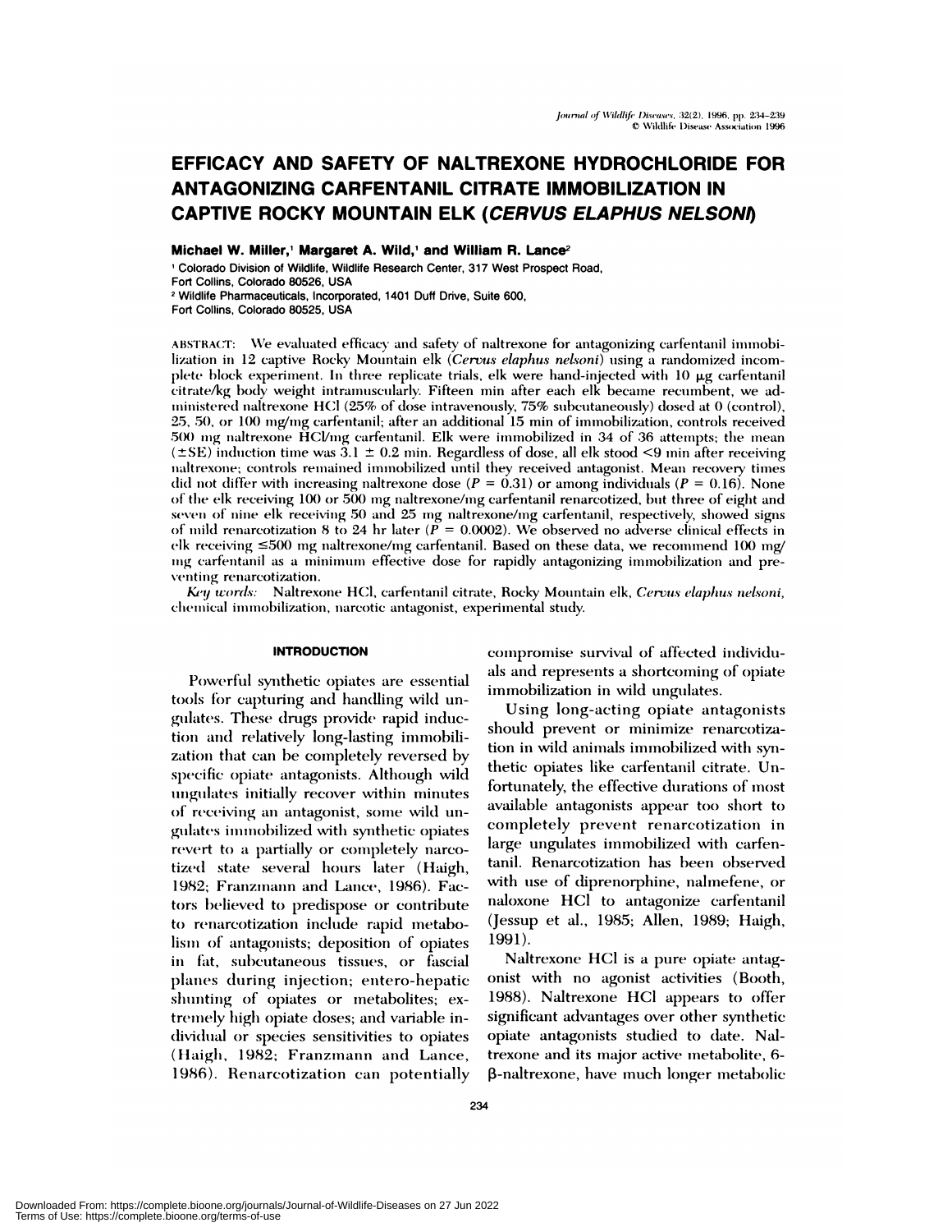# EFFICACY AND SAFETY OF NALTREXONE HYDROCHLORIDE FOR ANTAGONIZING CARFENTANIL CITRATE IMMOBILIZATION IN CAPTIVE ROCKY MOUNTAIN ELK (*CERVUS ELAPHUS NELSONI*)

**Michael W. Miller,[1] Margaret A. Wild,[1] and William R. Lance[2]**

[1] Colorado Division of Wildlife, Wildlife Research Center, 317 West Prospect Road, Fort Collins, Colorado 80526, USA
[2] Wildlife Pharmaceuticals, Incorporated, 1401 Duff Drive, Suite 600, Fort Collins, Colorado 80525, USA

ABSTRACT: We evaluated efficacy and safety of naltrexone for antagonizing carfentanil immobilization in 12 captive Rocky Mountain elk (*Cervus elaphus nelsoni*) using a randomized incomplete block experiment. In three replicate trials, elk were hand-injected with 10 μg carfentanil citrate/kg body weight intramuscularly. Fifteen min after each elk became recumbent, we administered naltrexone HCl (25% of dose intravenously, 75% subcutaneously) dosed at 0 (control), 25, 50, or 100 mg/mg carfentanil; after an additional 15 min of immobilization, controls received 500 mg naltrexone HCl/mg carfentanil. Elk were immobilized in 34 of 36 attempts; the mean (±SE) induction time was 3.1 ± 0.2 min. Regardless of dose, all elk stood <9 min after receiving naltrexone; controls remained immobilized until they received antagonist. Mean recovery times did not differ with increasing naltrexone dose ($P = 0.31$) or among individuals ($P = 0.16$). None of the elk receiving 100 or 500 mg naltrexone/mg carfentanil renarcotized, but three of eight and seven of nine elk receiving 50 and 25 mg naltrexone/mg carfentanil, respectively, showed signs of mild renarcotization 8 to 24 hr later ($P = 0.0002$). We observed no adverse clinical effects in elk receiving ≤500 mg naltrexone/mg carfentanil. Based on these data, we recommend 100 mg/mg carfentanil as a minimum effective dose for rapidly antagonizing immobilization and preventing renarcotization.

*Key words:* Naltrexone HCl, carfentanil citrate, Rocky Mountain elk, *Cervus elaphus nelsoni*, chemical immobilization, narcotic antagonist, experimental study.

## INTRODUCTION

Powerful synthetic opiates are essential tools for capturing and handling wild ungulates. These drugs provide rapid induction and relatively long-lasting immobilization that can be completely reversed by specific opiate antagonists. Although wild ungulates initially recover within minutes of receiving an antagonist, some wild ungulates immobilized with synthetic opiates revert to a partially or completely narcotized state several hours later (Haigh, 1982; Franzmann and Lance, 1986). Factors believed to predispose or contribute to renarcotization include rapid metabolism of antagonists; deposition of opiates in fat, subcutaneous tissues, or fascial planes during injection; entero-hepatic shunting of opiates or metabolites; extremely high opiate doses; and variable individual or species sensitivities to opiates (Haigh, 1982; Franzmann and Lance, 1986). Renarcotization can potentially compromise survival of affected individuals and represents a shortcoming of opiate immobilization in wild ungulates.

Using long-acting opiate antagonists should prevent or minimize renarcotization in wild animals immobilized with synthetic opiates like carfentanil citrate. Unfortunately, the effective durations of most available antagonists appear too short to completely prevent renarcotization in large ungulates immobilized with carfentanil. Renarcotization has been observed with use of diprenorphine, nalmefene, or naloxone HCl to antagonize carfentanil (Jessup et al., 1985; Allen, 1989; Haigh, 1991).

Naltrexone HCl is a pure opiate antagonist with no agonist activities (Booth, 1988). Naltrexone HCl appears to offer significant advantages over other synthetic opiate antagonists studied to date. Naltrexone and its major active metabolite, 6-β-naltrexone, have much longer metabolic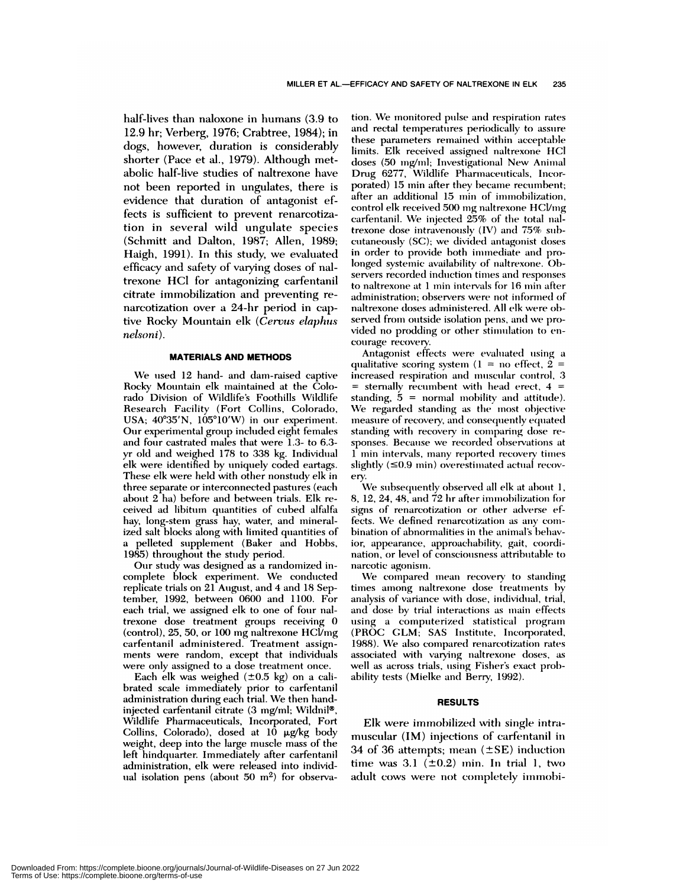half-lives than naloxone in humans (3.9 to 12.9 hr; Verberg, 1976; Crabtree, 1984); in dogs, however, duration is considerably shorter (Pace et al., 1979). Although metabolic half-live studies of naltrexone have not been reported in ungulates, there is evidence that duration of antagonist effects is sufficient to prevent renarcotization in several wild ungulate species (Schmitt and Dalton, 1987; Allen, 1989; Haigh, 1991). In this study, we evaluated efficacy and safety of varying doses of naltrexone HCl for antagonizing carfentanil citrate immobilization and preventing renarcotization over a 24-hr period in captive Rocky Mountain elk (*Cervus elaphus nelsoni*).

## MATERIALS AND METHODS

We used 12 hand- and dam-raised captive Rocky Mountain elk maintained at the Colorado Division of Wildlife's Foothills Wildlife Research Facility (Fort Collins, Colorado, USA; 40°35′N, 105°10′W) in our experiment. Our experimental group included eight females and four castrated males that were 1.3- to 6.3-yr old and weighed 178 to 338 kg. Individual elk were identified by uniquely coded eartags. These elk were held with other nonstudy elk in three separate or interconnected pastures (each about 2 ha) before and between trials. Elk received ad libitum quantities of cubed alfalfa hay, long-stem grass hay, water, and mineralized salt blocks along with limited quantities of a pelleted supplement (Baker and Hobbs, 1985) throughout the study period.

Our study was designed as a randomized incomplete block experiment. We conducted replicate trials on 21 August, and 4 and 18 September, 1992, between 0600 and 1100. For each trial, we assigned elk to one of four naltrexone dose treatment groups receiving 0 (control), 25, 50, or 100 mg naltrexone HCl/mg carfentanil administered. Treatment assignments were random, except that individuals were only assigned to a dose treatment once.

Each elk was weighed (±0.5 kg) on a calibrated scale immediately prior to carfentanil administration during each trial. We then hand-injected carfentanil citrate (3 mg/ml; Wildnil®, Wildlife Pharmaceuticals, Incorporated, Fort Collins, Colorado), dosed at 10 μg/kg body weight, deep into the large muscle mass of the left hindquarter. Immediately after carfentanil administration, elk were released into individual isolation pens (about 50 m²) for observation. We monitored pulse and respiration rates and rectal temperatures periodically to assure these parameters remained within acceptable limits. Elk received assigned naltrexone HCl doses (50 mg/ml; Investigational New Animal Drug 6277, Wildlife Pharmaceuticals, Incorporated) 15 min after they became recumbent; after an additional 15 min of immobilization, control elk received 500 mg naltrexone HCl/mg carfentanil. We injected 25% of the total naltrexone dose intravenously (IV) and 75% subcutaneously (SC); we divided antagonist doses in order to provide both immediate and prolonged systemic availability of naltrexone. Observers recorded induction times and responses to naltrexone at 1 min intervals for 16 min after administration; observers were not informed of naltrexone doses administered. All elk were observed from outside isolation pens, and we provided no prodding or other stimulation to encourage recovery.

Antagonist effects were evaluated using a qualitative scoring system (1 = no effect, 2 = increased respiration and muscular control, 3 = sternally recumbent with head erect, 4 = standing, 5 = normal mobility and attitude). We regarded standing as the most objective measure of recovery, and consequently equated standing with recovery in comparing dose responses. Because we recorded observations at 1 min intervals, many reported recovery times slightly (≤0.9 min) overestimated actual recovery.

We subsequently observed all elk at about 1, 8, 12, 24, 48, and 72 hr after immobilization for signs of renarcotization or other adverse effects. We defined renarcotization as any combination of abnormalities in the animal's behavior, appearance, approachability, gait, coordination, or level of consciousness attributable to narcotic agonism.

We compared mean recovery to standing times among naltrexone dose treatments by analysis of variance with dose, individual, trial, and dose by trial interactions as main effects using a computerized statistical program (PROC GLM; SAS Institute, Incorporated, 1988). We also compared renarcotization rates associated with varying naltrexone doses, as well as across trials, using Fisher's exact probability tests (Mielke and Berry, 1992).

## RESULTS

Elk were immobilized with single intramuscular (IM) injections of carfentanil in 34 of 36 attempts; mean (±SE) induction time was 3.1 (±0.2) min. In trial 1, two adult cows were not completely immobi-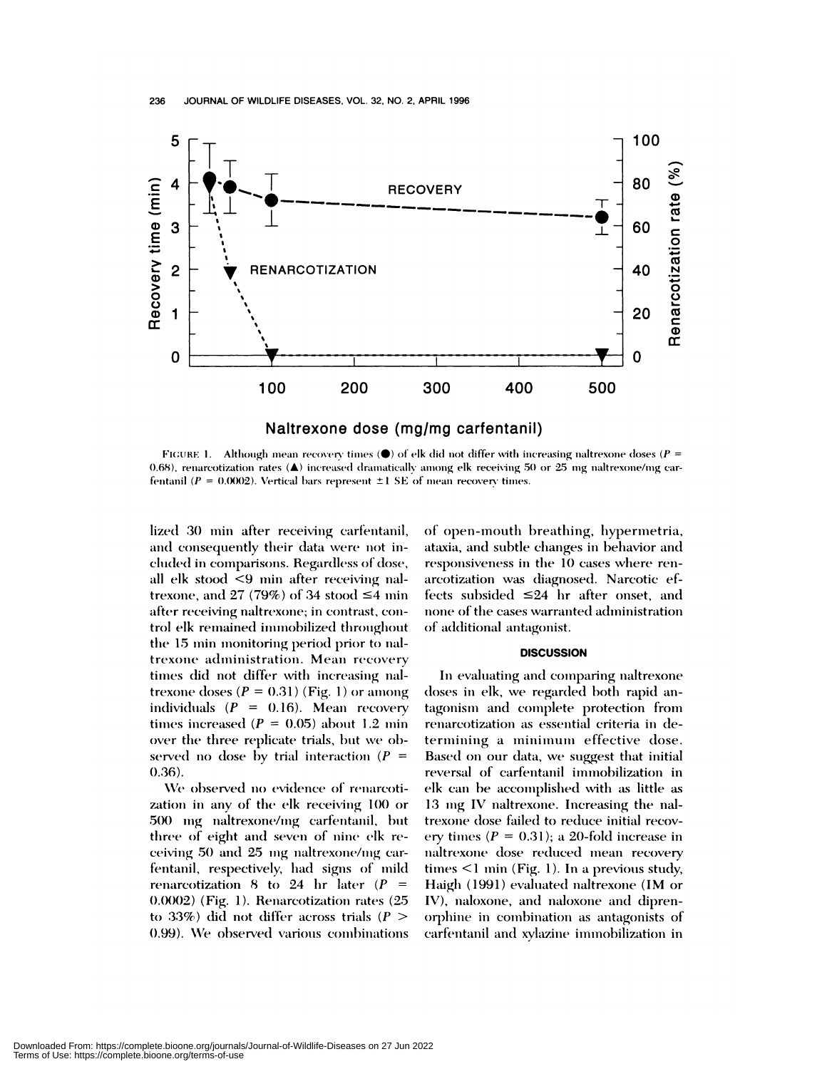FIGURE 1. Although mean recovery times (●) of elk did not differ with increasing naltrexone doses ($P$ = 0.68), renarcotization rates (▲) increased dramatically among elk receiving 50 or 25 mg naltrexone/mg carfentanil ($P$ = 0.0002). Vertical bars represent ±1 SE of mean recovery times.

lized 30 min after receiving carfentanil, and consequently their data were not included in comparisons. Regardless of dose, all elk stood <9 min after receiving naltrexone, and 27 (79%) of 34 stood ≤4 min after receiving naltrexone; in contrast, control elk remained immobilized throughout the 15 min monitoring period prior to naltrexone administration. Mean recovery times did not differ with increasing naltrexone doses ($P$ = 0.31) (Fig. 1) or among individuals ($P$ = 0.16). Mean recovery times increased ($P$ = 0.05) about 1.2 min over the three replicate trials, but we observed no dose by trial interaction ($P$ = 0.36).

We observed no evidence of renarcotization in any of the elk receiving 100 or 500 mg naltrexone/mg carfentanil, but three of eight and seven of nine elk receiving 50 and 25 mg naltrexone/mg carfentanil, respectively, had signs of mild renarcotization 8 to 24 hr later ($P$ = 0.0002) (Fig. 1). Renarcotization rates (25 to 33%) did not differ across trials ($P$ > 0.99). We observed various combinations of open-mouth breathing, hypermetria, ataxia, and subtle changes in behavior and responsiveness in the 10 cases where renarcotization was diagnosed. Narcotic effects subsided ≤24 hr after onset, and none of the cases warranted administration of additional antagonist.

## DISCUSSION

In evaluating and comparing naltrexone doses in elk, we regarded both rapid antagonism and complete protection from renarcotization as essential criteria in determining a minimum effective dose. Based on our data, we suggest that initial reversal of carfentanil immobilization in elk can be accomplished with as little as 13 mg IV naltrexone. Increasing the naltrexone dose failed to reduce initial recovery times ($P$ = 0.31); a 20-fold increase in naltrexone dose reduced mean recovery times <1 min (Fig. 1). In a previous study, Haigh (1991) evaluated naltrexone (IM or IV), naloxone, and naloxone and diprenorphine in combination as antagonists of carfentanil and xylazine immobilization in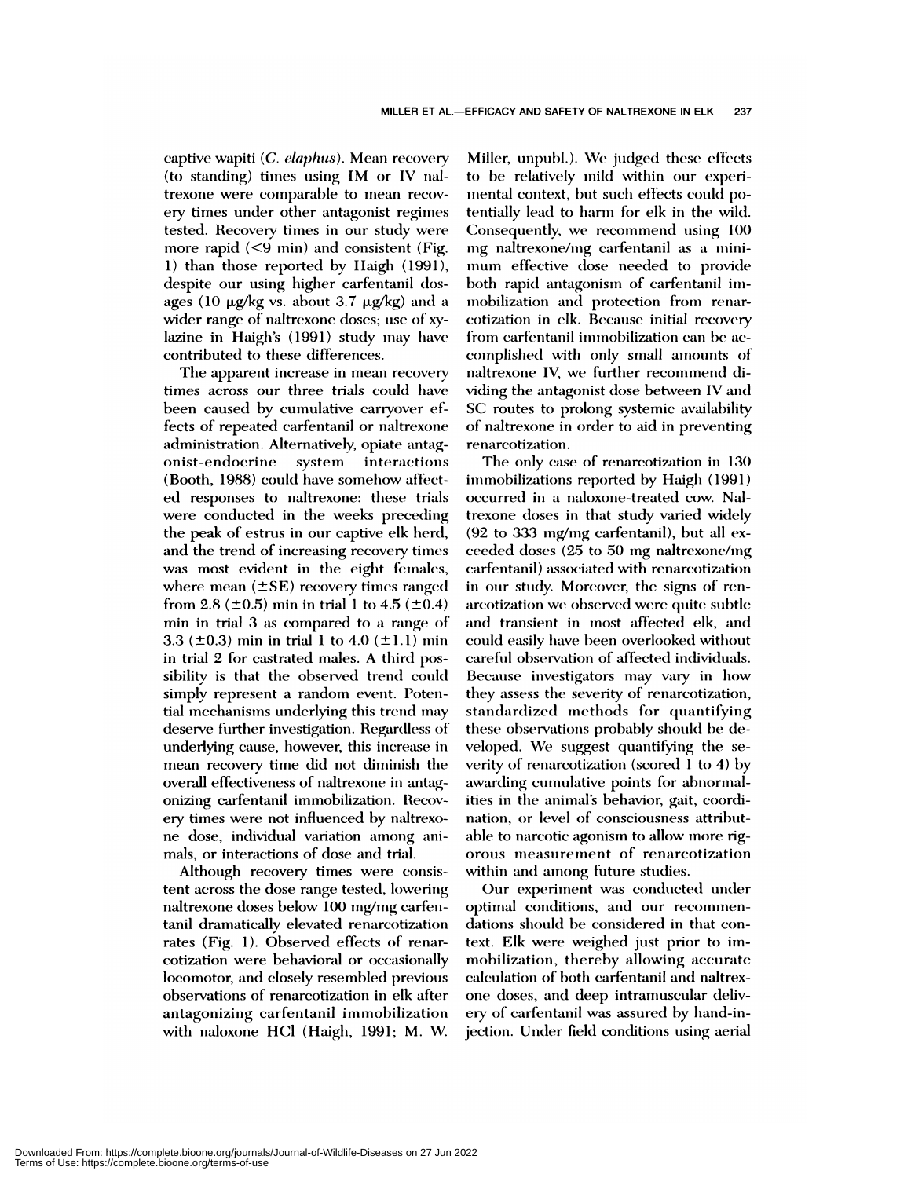captive wapiti (*C. elaphus*). Mean recovery (to standing) times using IM or IV naltrexone were comparable to mean recovery times under other antagonist regimes tested. Recovery times in our study were more rapid (<9 min) and consistent (Fig. 1) than those reported by Haigh (1991), despite our using higher carfentanil dosages (10 μg/kg vs. about 3.7 μg/kg) and a wider range of naltrexone doses; use of xylazine in Haigh's (1991) study may have contributed to these differences.

The apparent increase in mean recovery times across our three trials could have been caused by cumulative carryover effects of repeated carfentanil or naltrexone administration. Alternatively, opiate antagonist-endocrine system interactions (Booth, 1988) could have somehow affected responses to naltrexone: these trials were conducted in the weeks preceding the peak of estrus in our captive elk herd, and the trend of increasing recovery times was most evident in the eight females, where mean (±SE) recovery times ranged from 2.8 (±0.5) min in trial 1 to 4.5 (±0.4) min in trial 3 as compared to a range of 3.3 (±0.3) min in trial 1 to 4.0 (±1.1) min in trial 2 for castrated males. A third possibility is that the observed trend could simply represent a random event. Potential mechanisms underlying this trend may deserve further investigation. Regardless of underlying cause, however, this increase in mean recovery time did not diminish the overall effectiveness of naltrexone in antagonizing carfentanil immobilization. Recovery times were not influenced by naltrexone dose, individual variation among animals, or interactions of dose and trial.

Although recovery times were consistent across the dose range tested, lowering naltrexone doses below 100 mg/mg carfentanil dramatically elevated renarcotization rates (Fig. 1). Observed effects of renarcotization were behavioral or occasionally locomotor, and closely resembled previous observations of renarcotization in elk after antagonizing carfentanil immobilization with naloxone HCl (Haigh, 1991; M. W. Miller, unpubl.). We judged these effects to be relatively mild within our experimental context, but such effects could potentially lead to harm for elk in the wild. Consequently, we recommend using 100 mg naltrexone/mg carfentanil as a minimum effective dose needed to provide both rapid antagonism of carfentanil immobilization and protection from renarcotization in elk. Because initial recovery from carfentanil immobilization can be accomplished with only small amounts of naltrexone IV, we further recommend dividing the antagonist dose between IV and SC routes to prolong systemic availability of naltrexone in order to aid in preventing renarcotization.

The only case of renarcotization in 130 immobilizations reported by Haigh (1991) occurred in a naloxone-treated cow. Naltrexone doses in that study varied widely (92 to 333 mg/mg carfentanil), but all exceeded doses (25 to 50 mg naltrexone/mg carfentanil) associated with renarcotization in our study. Moreover, the signs of renarcotization we observed were quite subtle and transient in most affected elk, and could easily have been overlooked without careful observation of affected individuals. Because investigators may vary in how they assess the severity of renarcotization, standardized methods for quantifying these observations probably should be developed. We suggest quantifying the severity of renarcotization (scored 1 to 4) by awarding cumulative points for abnormalities in the animal's behavior, gait, coordination, or level of consciousness attributable to narcotic agonism to allow more rigorous measurement of renarcotization within and among future studies.

Our experiment was conducted under optimal conditions, and our recommendations should be considered in that context. Elk were weighed just prior to immobilization, thereby allowing accurate calculation of both carfentanil and naltrexone doses, and deep intramuscular delivery of carfentanil was assured by hand-injection. Under field conditions using aerial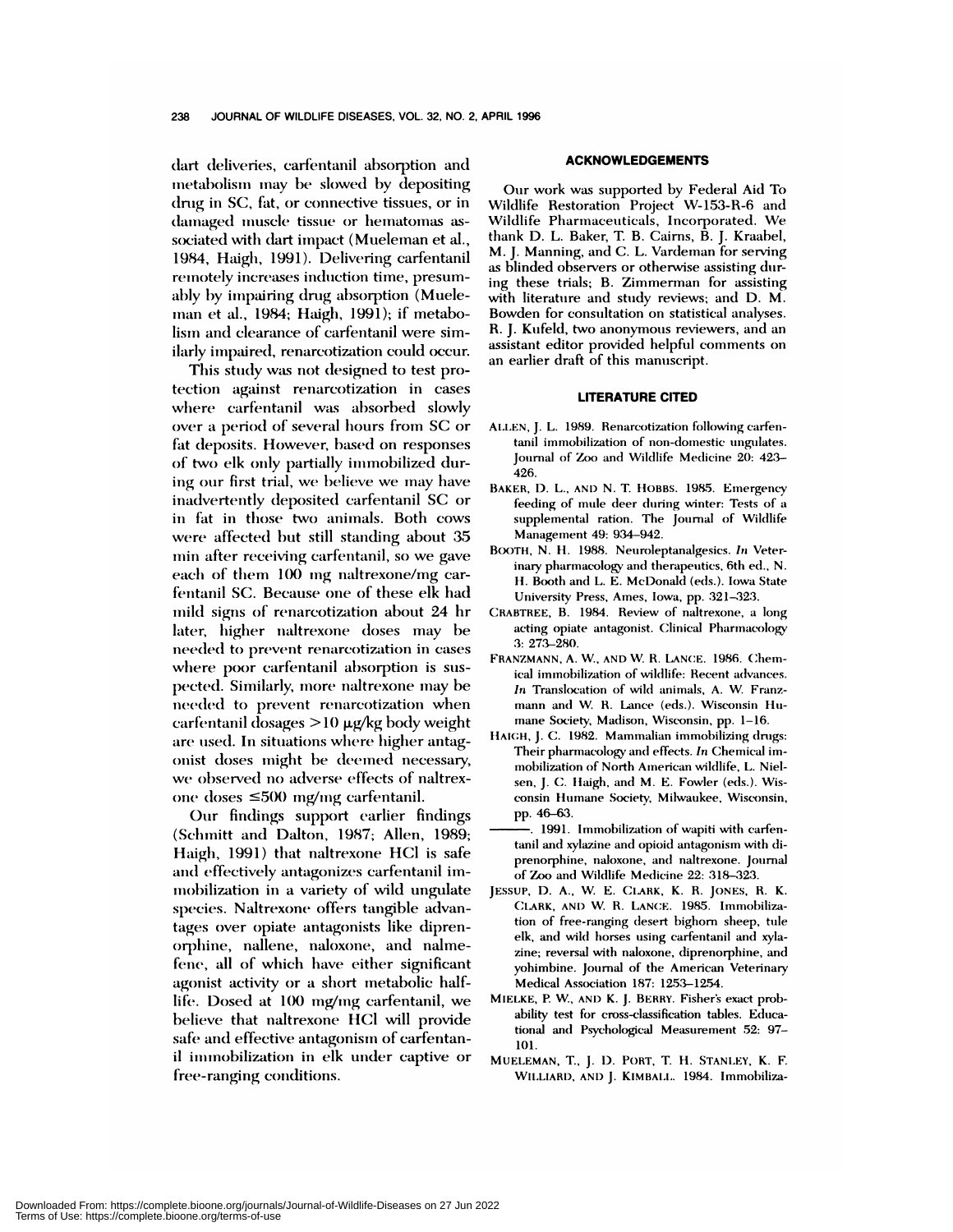dart deliveries, carfentanil absorption and metabolism may be slowed by depositing drug in SC, fat, or connective tissues, or in damaged muscle tissue or hematomas associated with dart impact (Mueleman et al., 1984, Haigh, 1991). Delivering carfentanil remotely increases induction time, presumably by impairing drug absorption (Mueleman et al., 1984; Haigh, 1991); if metabolism and clearance of carfentanil were similarly impaired, renarcotization could occur.

This study was not designed to test protection against renarcotization in cases where carfentanil was absorbed slowly over a period of several hours from SC or fat deposits. However, based on responses of two elk only partially immobilized during our first trial, we believe we may have inadvertently deposited carfentanil SC or in fat in those two animals. Both cows were affected but still standing about 35 min after receiving carfentanil, so we gave each of them 100 mg naltrexone/mg carfentanil SC. Because one of these elk had mild signs of renarcotization about 24 hr later, higher naltrexone doses may be needed to prevent renarcotization in cases where poor carfentanil absorption is suspected. Similarly, more naltrexone may be needed to prevent renarcotization when carfentanil dosages >10 μg/kg body weight are used. In situations where higher antagonist doses might be deemed necessary, we observed no adverse effects of naltrexone doses ≤500 mg/mg carfentanil.

Our findings support earlier findings (Schmitt and Dalton, 1987; Allen, 1989; Haigh, 1991) that naltrexone HCl is safe and effectively antagonizes carfentanil immobilization in a variety of wild ungulate species. Naltrexone offers tangible advantages over opiate antagonists like diprenorphine, nallene, naloxone, and nalmefene, all of which have either significant agonist activity or a short metabolic half-life. Dosed at 100 mg/mg carfentanil, we believe that naltrexone HCl will provide safe and effective antagonism of carfentanil immobilization in elk under captive or free-ranging conditions.

## ACKNOWLEDGEMENTS

Our work was supported by Federal Aid To Wildlife Restoration Project W-153-R-6 and Wildlife Pharmaceuticals, Incorporated. We thank D. L. Baker, T. B. Cairns, B. J. Kraabel, M. J. Manning, and C. L. Vardeman for serving as blinded observers or otherwise assisting during these trials; B. Zimmerman for assisting with literature and study reviews; and D. M. Bowden for consultation on statistical analyses. R. J. Kufeld, two anonymous reviewers, and an assistant editor provided helpful comments on an earlier draft of this manuscript.

## LITERATURE CITED

ALLEN, J. L. 1989. Renarcotization following carfentanil immobilization of non-domestic ungulates. Journal of Zoo and Wildlife Medicine 20: 423–426.

BAKER, D. L., AND N. T. HOBBS. 1985. Emergency feeding of mule deer during winter: Tests of a supplemental ration. The Journal of Wildlife Management 49: 934–942.

BOOTH, N. H. 1988. Neuroleptanalgesics. *In* Veterinary pharmacology and therapeutics, 6th ed., N. H. Booth and L. E. McDonald (eds.). Iowa State University Press, Ames, Iowa, pp. 321–323.

CRABTREE, B. 1984. Review of naltrexone, a long acting opiate antagonist. Clinical Pharmacology 3: 273–280.

FRANZMANN, A. W., AND W. R. LANCE. 1986. Chemical immobilization of wildlife: Recent advances. *In* Translocation of wild animals, A. W. Franzmann and W. R. Lance (eds.). Wisconsin Humane Society, Madison, Wisconsin, pp. 1–16.

HAIGH, J. C. 1982. Mammalian immobilizing drugs: Their pharmacology and effects. *In* Chemical immobilization of North American wildlife, L. Nielsen, J. C. Haigh, and M. E. Fowler (eds.). Wisconsin Humane Society, Milwaukee, Wisconsin, pp. 46–63.

———. 1991. Immobilization of wapiti with carfentanil and xylazine and opioid antagonism with diprenorphine, naloxone, and naltrexone. Journal of Zoo and Wildlife Medicine 22: 318–323.

JESSUP, D. A., W. E. CLARK, K. R. JONES, R. K. CLARK, AND W. R. LANCE. 1985. Immobilization of free-ranging desert bighorn sheep, tule elk, and wild horses using carfentanil and xylazine; reversal with naloxone, diprenorphine, and yohimbine. Journal of the American Veterinary Medical Association 187: 1253–1254.

MIELKE, P. W., AND K. J. BERRY. Fisher's exact probability test for cross-classification tables. Educational and Psychological Measurement 52: 97–101.

MUELEMAN, T., J. D. PORT, T. H. STANLEY, K. F. WILLIARD, AND J. KIMBALL. 1984. Immobiliza-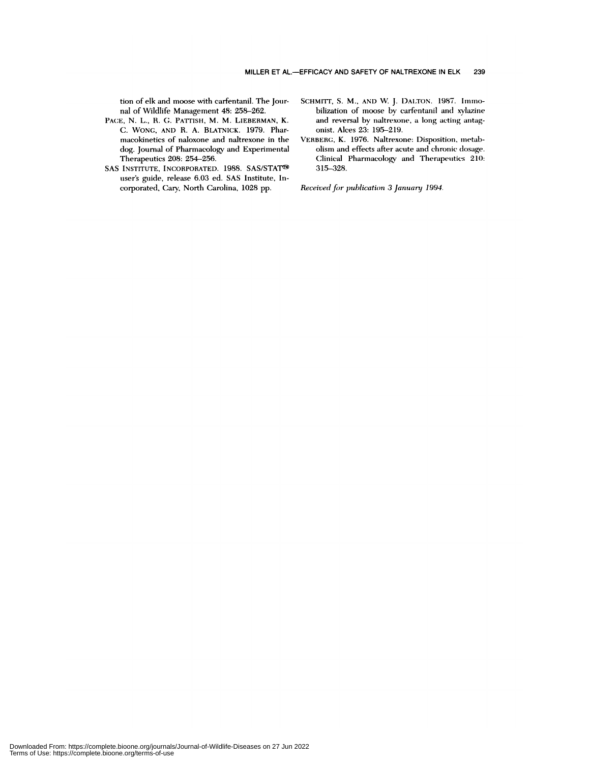tion of elk and moose with carfentanil. The Journal of Wildlife Management 48: 258–262.

PACE, N. L., R. G. PATTISH, M. M. LIEBERMAN, K. C. WONG, AND R. A. BLATNICK. 1979. Pharmacokinetics of naloxone and naltrexone in the dog. Journal of Pharmacology and Experimental Therapeutics 208: 254–256.

SAS INSTITUTE, INCORPORATED. 1988. SAS/STAT® user's guide, release 6.03 ed. SAS Institute, Incorporated, Cary, North Carolina, 1028 pp.

SCHMITT, S. M., AND W. J. DALTON. 1987. Immobilization of moose by carfentanil and xylazine and reversal by naltrexone, a long acting antagonist. Alces 23: 195–219.

VERBERG, K. 1976. Naltrexone: Disposition, metabolism and effects after acute and chronic dosage. Clinical Pharmacology and Therapeutics 210: 315–328.

*Received for publication 3 January 1994.*